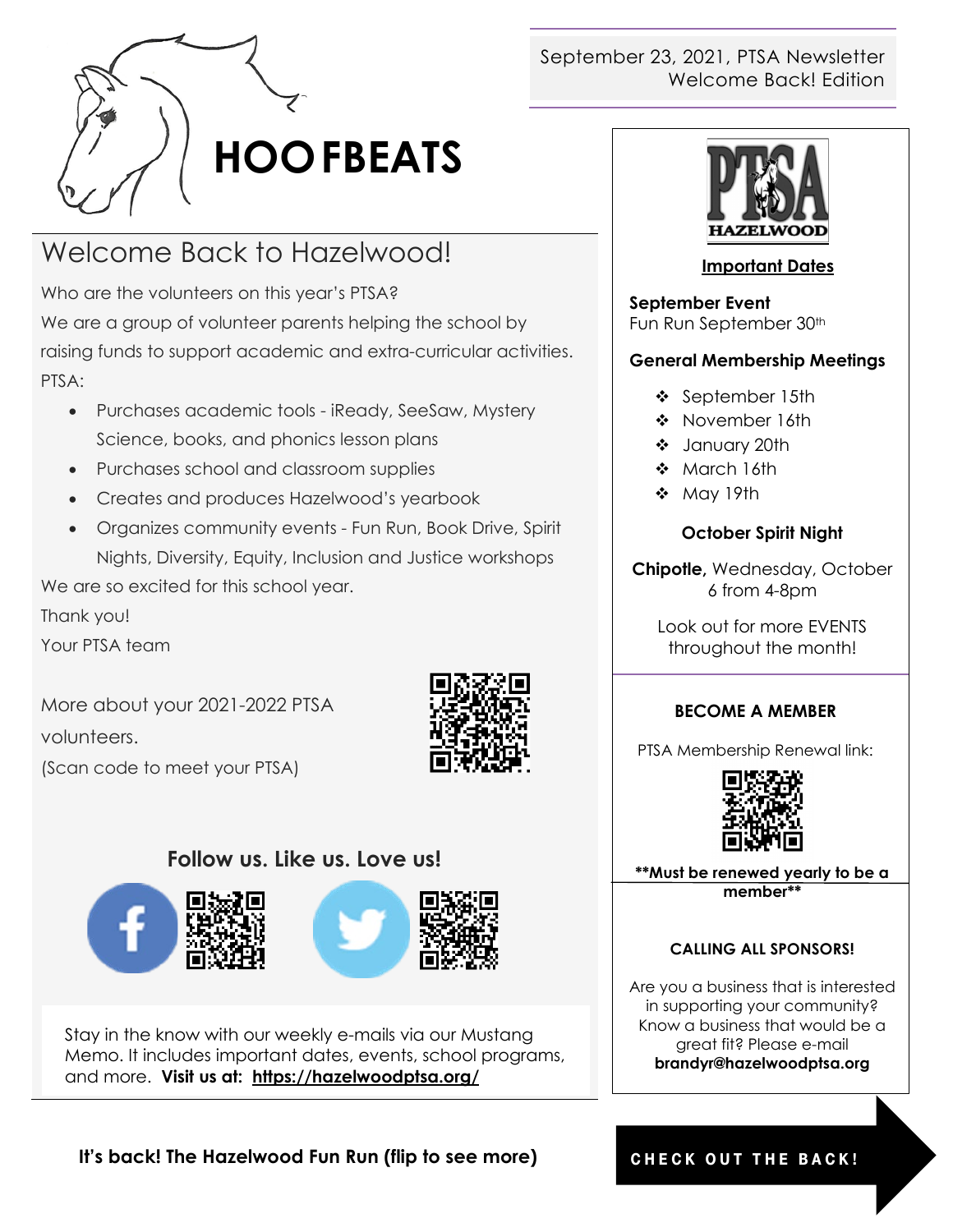# HOOFBEATS

September 23, 2021, PTSA Newsletter
Welcome Back! Edition

## Welcome Back to Hazelwood!

Who are the volunteers on this year's PTSA?
We are a group of volunteer parents helping the school by raising funds to support academic and extra-curricular activities.
PTSA:

- Purchases academic tools - iReady, SeeSaw, Mystery Science, books, and phonics lesson plans
- Purchases school and classroom supplies
- Creates and produces Hazelwood's yearbook
- Organizes community events - Fun Run, Book Drive, Spirit Nights, Diversity, Equity, Inclusion and Justice workshops

We are so excited for this school year.
Thank you!
Your PTSA team

More about your 2021-2022 PTSA volunteers.
(Scan code to meet your PTSA)

### Follow us. Like us. Love us!

Stay in the know with our weekly e-mails via our Mustang Memo. It includes important dates, events, school programs, and more. **Visit us at: https://hazelwoodptsa.org/**

**It's back! The Hazelwood Fun Run (flip to see more)**

PTSA HAZELWOOD

### Important Dates

**September Event**
Fun Run September 30th

**General Membership Meetings**

- September 15th
- November 16th
- January 20th
- March 16th
- May 19th

**October Spirit Night**

**Chipotle,** Wednesday, October 6 from 4-8pm

Look out for more EVENTS throughout the month!

### BECOME A MEMBER

PTSA Membership Renewal link:

**\*\*Must be renewed yearly to be a member\*\***

### CALLING ALL SPONSORS!

Are you a business that is interested in supporting your community? Know a business that would be a great fit? Please e-mail **brandyr@hazelwoodptsa.org**

**CHECK OUT THE BACK!**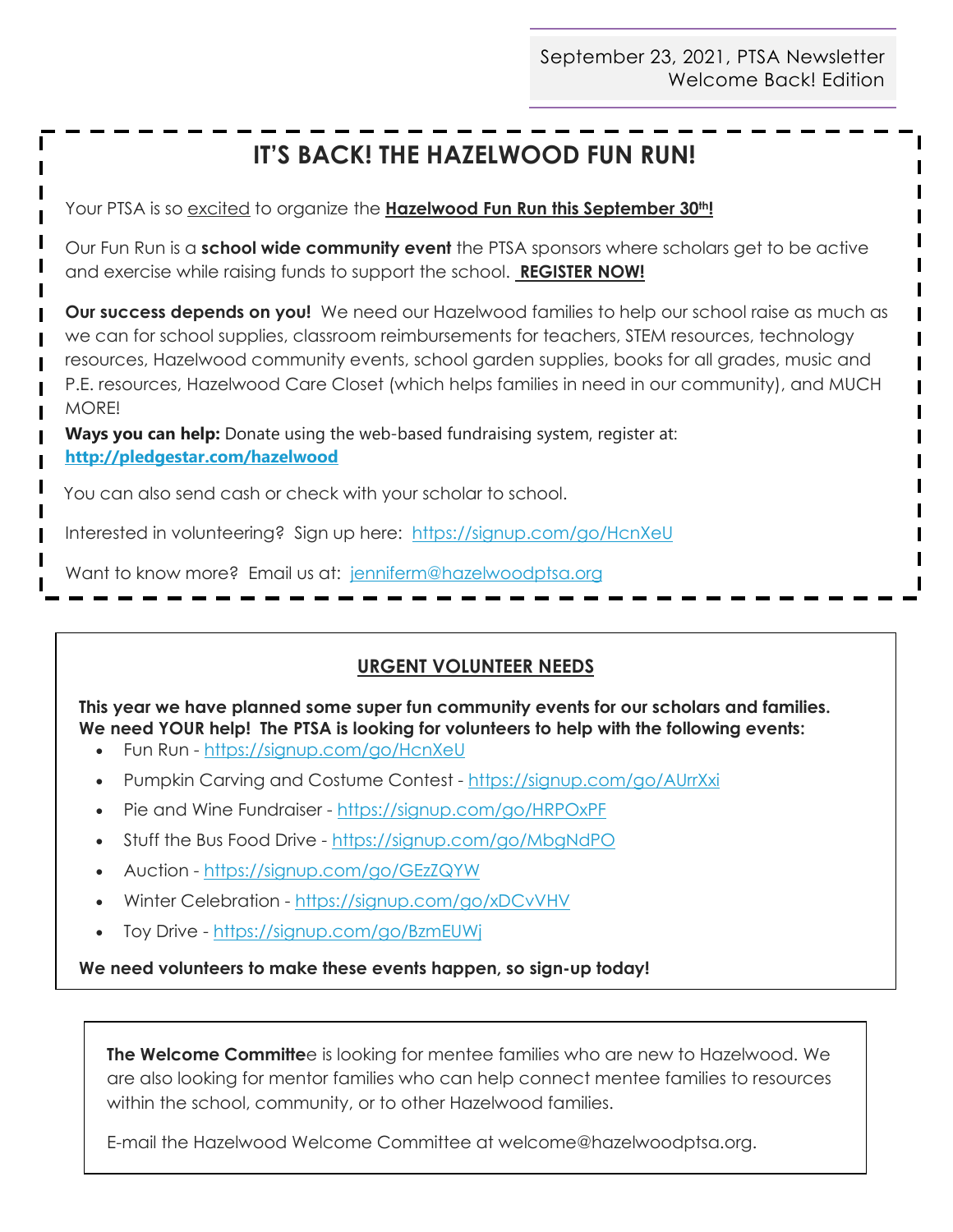September 23, 2021, PTSA Newsletter
Welcome Back! Edition

## IT'S BACK! THE HAZELWOOD FUN RUN!

Your PTSA is so excited to organize the **Hazelwood Fun Run this September 30th!**

Our Fun Run is a **school wide community event** the PTSA sponsors where scholars get to be active and exercise while raising funds to support the school. **REGISTER NOW!**

**Our success depends on you!** We need our Hazelwood families to help our school raise as much as we can for school supplies, classroom reimbursements for teachers, STEM resources, technology resources, Hazelwood community events, school garden supplies, books for all grades, music and P.E. resources, Hazelwood Care Closet (which helps families in need in our community), and MUCH MORE!

**Ways you can help:** Donate using the web-based fundraising system, register at: **http://pledgestar.com/hazelwood**

You can also send cash or check with your scholar to school.

Interested in volunteering? Sign up here: https://signup.com/go/HcnXeU

Want to know more? Email us at: jenniferm@hazelwoodptsa.org

## URGENT VOLUNTEER NEEDS

**This year we have planned some super fun community events for our scholars and families. We need YOUR help! The PTSA is looking for volunteers to help with the following events:**

- Fun Run - https://signup.com/go/HcnXeU
- Pumpkin Carving and Costume Contest - https://signup.com/go/AUrrXxi
- Pie and Wine Fundraiser - https://signup.com/go/HRPOxPF
- Stuff the Bus Food Drive - https://signup.com/go/MbgNdPO
- Auction - https://signup.com/go/GEzZQYW
- Winter Celebration - https://signup.com/go/xDCvVHV
- Toy Drive - https://signup.com/go/BzmEUWj

**We need volunteers to make these events happen, so sign-up today!**

**The Welcome Committee** is looking for mentee families who are new to Hazelwood. We are also looking for mentor families who can help connect mentee families to resources within the school, community, or to other Hazelwood families.

E-mail the Hazelwood Welcome Committee at welcome@hazelwoodptsa.org.